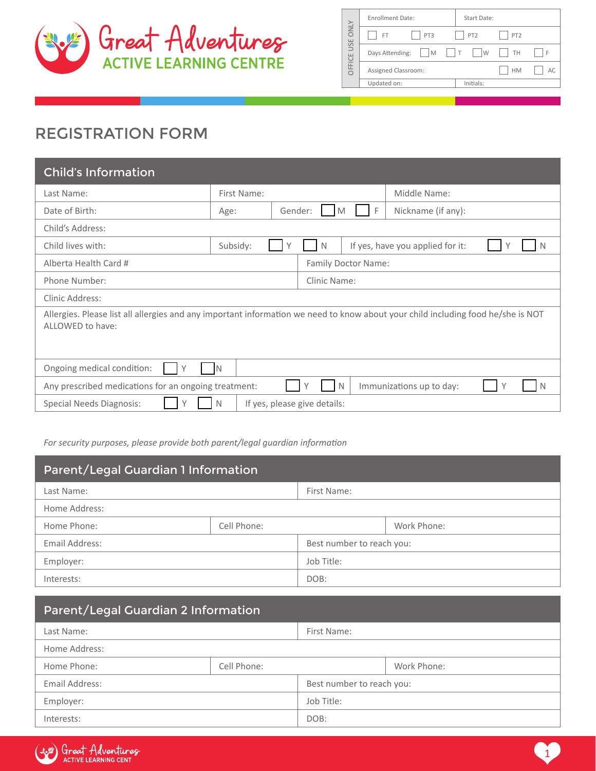# Great Adventures
## ACTIVE LEARNING CENTRE

| OFFICE USE ONLY | | | | |
|---|---|---|---|---|
| Enrollment Date: | | Start Date: | | |
| ☐ FT | ☐ PT3 | ☐ PT2 | ☐ PT2 | |
| Days Attending: ☐ M | ☐ T | ☐ W | ☐ TH | ☐ F |
| Assigned Classroom: | | | ☐ HM | ☐ AC |
| Updated on: | | Initials: | | |

# REGISTRATION FORM

## Child's Information

| | | |
|---|---|---|
| Last Name: | First Name: | Middle Name: |
| Date of Birth: | Age: Gender: ☐ M ☐ F | Nickname (if any): |
| Child's Address: | | |
| Child lives with: | Subsidy: ☐ Y ☐ N | If yes, have you applied for it: ☐ Y ☐ N |
| Alberta Health Card # | Family Doctor Name: | |
| Phone Number: | Clinic Name: | |
| Clinic Address: | | |

Allergies. Please list all allergies and any important information we need to know about your child including food he/she is NOT ALLOWED to have:

| | |
|---|---|
| Ongoing medical condition: ☐ Y ☐ N | |
| Any prescribed medications for an ongoing treatment: ☐ Y ☐ N | Immunizations up to day: ☐ Y ☐ N |
| Special Needs Diagnosis: ☐ Y ☐ N | If yes, please give details: |

*For security purposes, please provide both parent/legal guardian information*

## Parent/Legal Guardian 1 Information

| | | |
|---|---|---|
| Last Name: | First Name: | |
| Home Address: | | |
| Home Phone: | Cell Phone: | Work Phone: |
| Email Address: | Best number to reach you: | |
| Employer: | Job Title: | |
| Interests: | DOB: | |

## Parent/Legal Guardian 2 Information

| | | |
|---|---|---|
| Last Name: | First Name: | |
| Home Address: | | |
| Home Phone: | Cell Phone: | Work Phone: |
| Email Address: | Best number to reach you: | |
| Employer: | Job Title: | |
| Interests: | DOB: | |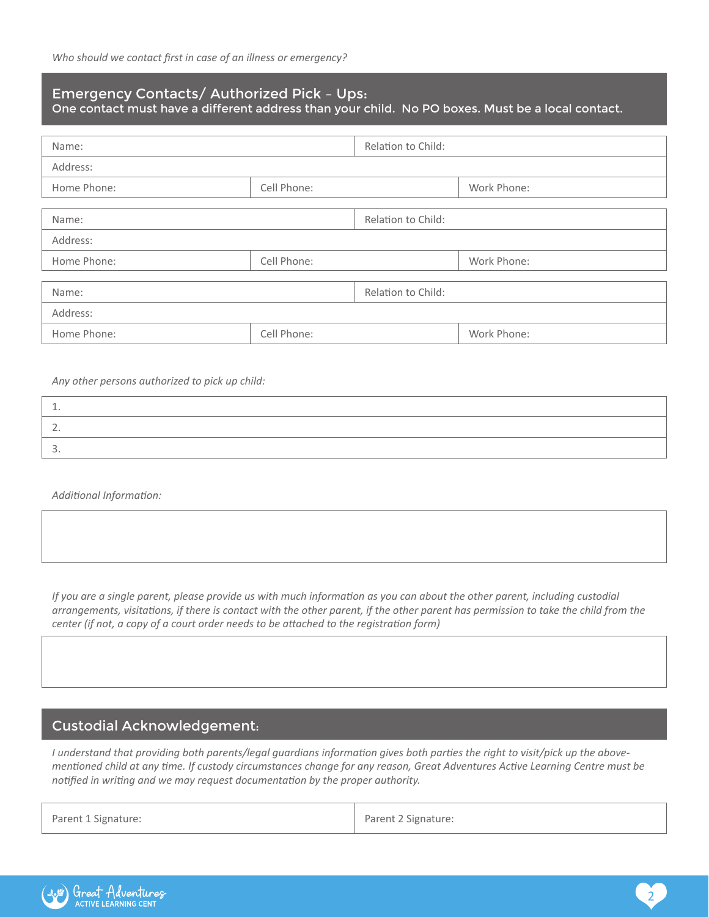*Who should we contact first in case of an illness or emergency?*

## Emergency Contacts/ Authorized Pick – Ups:

One contact must have a different address than your child. No PO boxes. Must be a local contact.

| Name: | | Relation to Child: |
|---|---|---|
| Address: | | |
| Home Phone: | Cell Phone: | Work Phone: |

| Name: | | Relation to Child: |
|---|---|---|
| Address: | | |
| Home Phone: | Cell Phone: | Work Phone: |

| Name: | | Relation to Child: |
|---|---|---|
| Address: | | |
| Home Phone: | Cell Phone: | Work Phone: |

*Any other persons authorized to pick up child:*

1. 
2. 
3. 

*Additional Information:*

*If you are a single parent, please provide us with much information as you can about the other parent, including custodial arrangements, visitations, if there is contact with the other parent, if the other parent has permission to take the child from the center (if not, a copy of a court order needs to be attached to the registration form)*

## Custodial Acknowledgement:

*I understand that providing both parents/legal guardians information gives both parties the right to visit/pick up the above-mentioned child at any time. If custody circumstances change for any reason, Great Adventures Active Learning Centre must be notified in writing and we may request documentation by the proper authority.*

| Parent 1 Signature: | Parent 2 Signature: |
|---|---|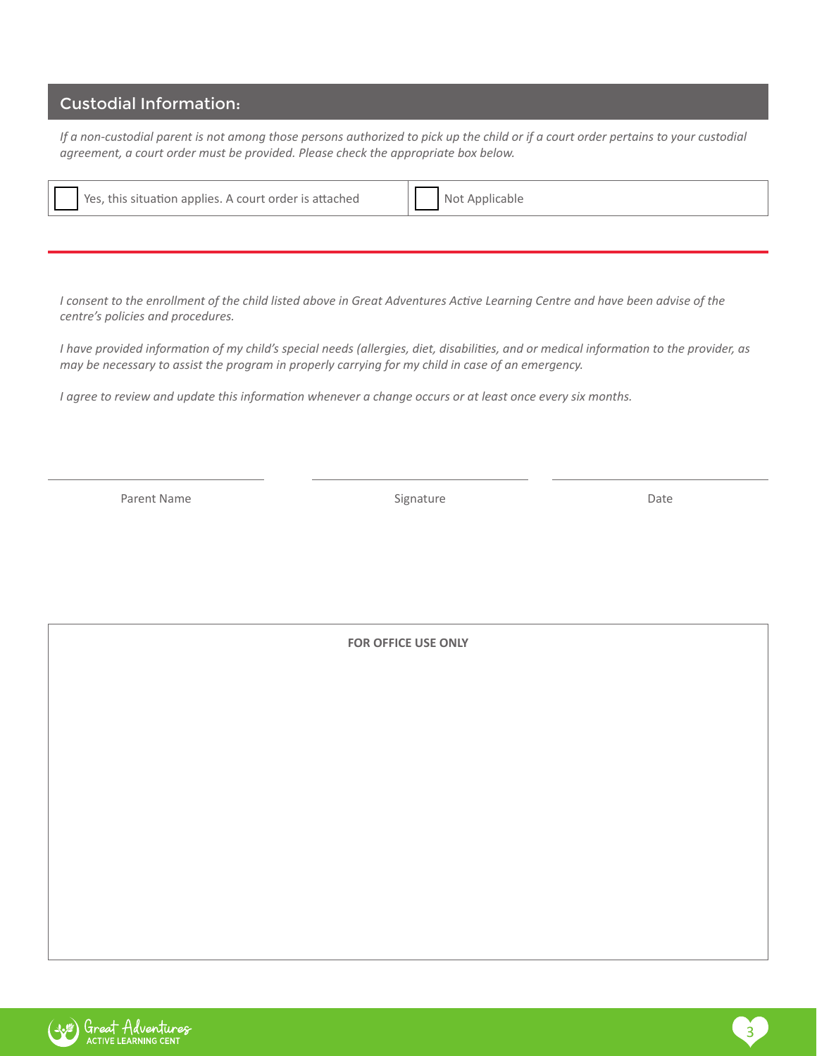## Custodial Information:

*If a non-custodial parent is not among those persons authorized to pick up the child or if a court order pertains to your custodial agreement, a court order must be provided. Please check the appropriate box below.*

| ☐ Yes, this situation applies. A court order is attached | ☐ Not Applicable |
|---|---|

---

*I consent to the enrollment of the child listed above in Great Adventures Active Learning Centre and have been advise of the centre's policies and procedures.*

*I have provided information of my child's special needs (allergies, diet, disabilities, and or medical information to the provider, as may be necessary to assist the program in properly carrying for my child in case of an emergency.*

*I agree to review and update this information whenever a change occurs or at least once every six months.*

| ______________________ | ______________________ | ______________________ |
|---|---|---|
| Parent Name | Signature | Date |

**FOR OFFICE USE ONLY**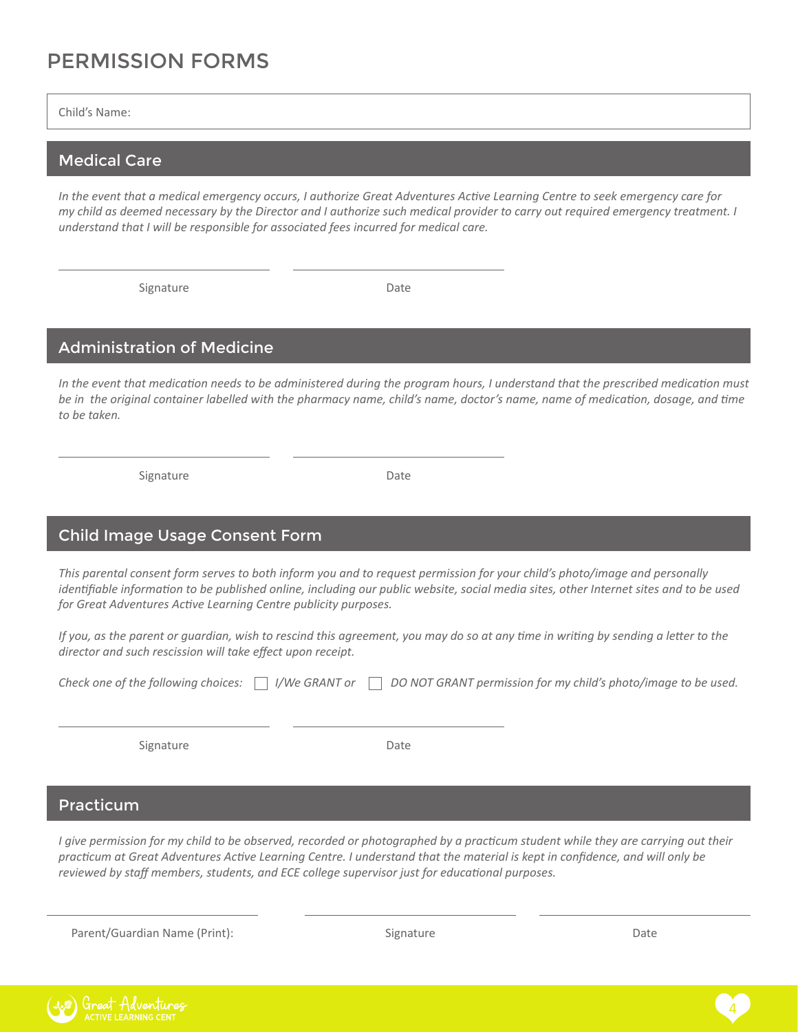# PERMISSION FORMS

Child's Name:

## Medical Care

*In the event that a medical emergency occurs, I authorize Great Adventures Active Learning Centre to seek emergency care for my child as deemed necessary by the Director and I authorize such medical provider to carry out required emergency treatment. I understand that I will be responsible for associated fees incurred for medical care.*

Signature &nbsp;&nbsp;&nbsp;&nbsp;&nbsp;&nbsp;&nbsp;&nbsp; Date

## Administration of Medicine

*In the event that medication needs to be administered during the program hours, I understand that the prescribed medication must be in the original container labelled with the pharmacy name, child's name, doctor's name, name of medication, dosage, and time to be taken.*

Signature &nbsp;&nbsp;&nbsp;&nbsp;&nbsp;&nbsp;&nbsp;&nbsp; Date

## Child Image Usage Consent Form

*This parental consent form serves to both inform you and to request permission for your child's photo/image and personally identifiable information to be published online, including our public website, social media sites, other Internet sites and to be used for Great Adventures Active Learning Centre publicity purposes.*

*If you, as the parent or guardian, wish to rescind this agreement, you may do so at any time in writing by sending a letter to the director and such rescission will take effect upon receipt.*

*Check one of the following choices:* ☐ *I/We GRANT or* ☐ *DO NOT GRANT permission for my child's photo/image to be used.*

Signature &nbsp;&nbsp;&nbsp;&nbsp;&nbsp;&nbsp;&nbsp;&nbsp; Date

## Practicum

*I give permission for my child to be observed, recorded or photographed by a practicum student while they are carrying out their practicum at Great Adventures Active Learning Centre. I understand that the material is kept in confidence, and will only be reviewed by staff members, students, and ECE college supervisor just for educational purposes.*

Parent/Guardian Name (Print): &nbsp;&nbsp;&nbsp;&nbsp;&nbsp;&nbsp;&nbsp;&nbsp; Signature &nbsp;&nbsp;&nbsp;&nbsp;&nbsp;&nbsp;&nbsp;&nbsp; Date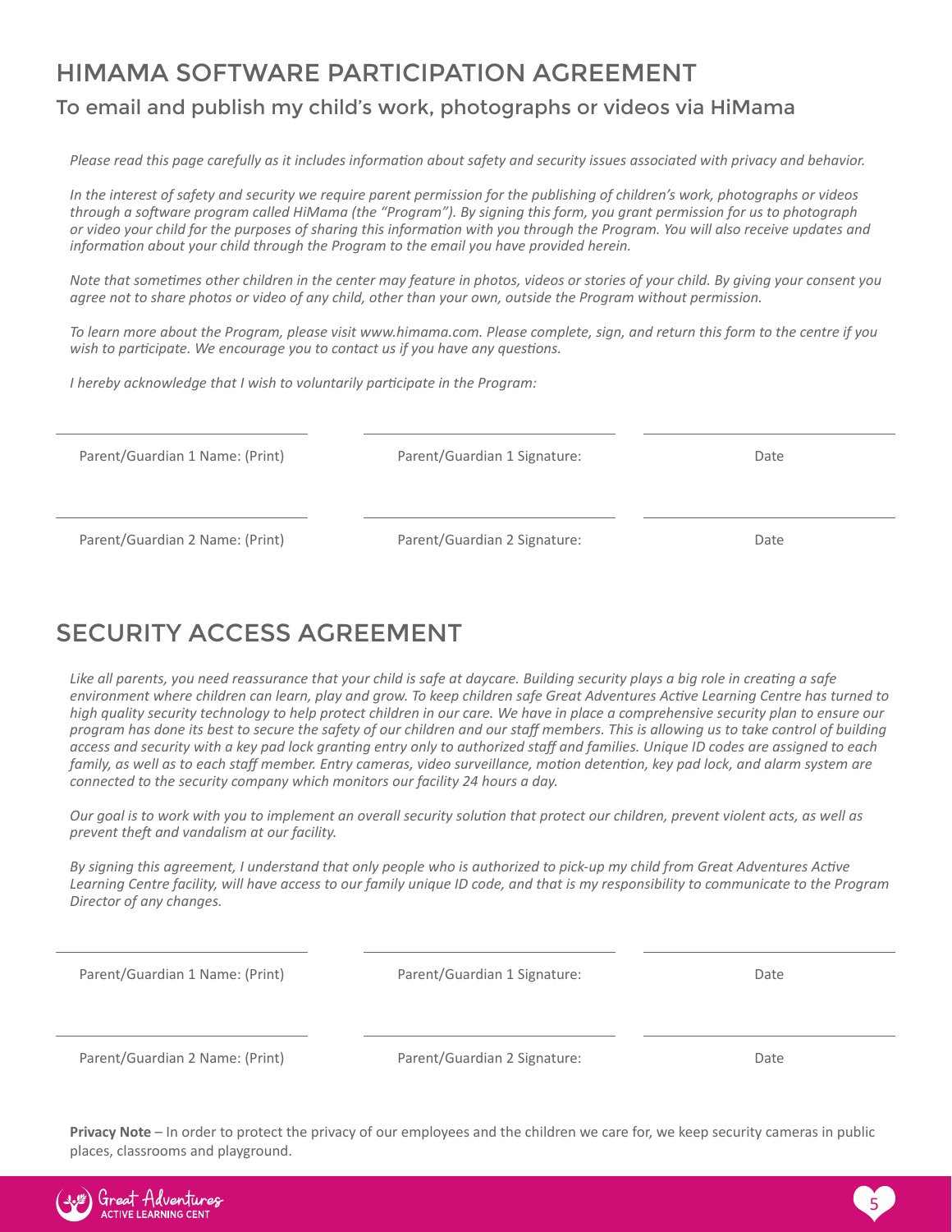# HIMAMA SOFTWARE PARTICIPATION AGREEMENT

## To email and publish my child's work, photographs or videos via HiMama

*Please read this page carefully as it includes information about safety and security issues associated with privacy and behavior.*

*In the interest of safety and security we require parent permission for the publishing of children's work, photographs or videos through a software program called HiMama (the "Program"). By signing this form, you grant permission for us to photograph or video your child for the purposes of sharing this information with you through the Program. You will also receive updates and information about your child through the Program to the email you have provided herein.*

*Note that sometimes other children in the center may feature in photos, videos or stories of your child. By giving your consent you agree not to share photos or video of any child, other than your own, outside the Program without permission.*

*To learn more about the Program, please visit www.himama.com. Please complete, sign, and return this form to the centre if you wish to participate. We encourage you to contact us if you have any questions.*

*I hereby acknowledge that I wish to voluntarily participate in the Program:*

| | | |
|---|---|---|
| Parent/Guardian 1 Name: (Print) | Parent/Guardian 1 Signature: | Date |
| Parent/Guardian 2 Name: (Print) | Parent/Guardian 2 Signature: | Date |

# SECURITY ACCESS AGREEMENT

*Like all parents, you need reassurance that your child is safe at daycare. Building security plays a big role in creating a safe environment where children can learn, play and grow. To keep children safe Great Adventures Active Learning Centre has turned to high quality security technology to help protect children in our care. We have in place a comprehensive security plan to ensure our program has done its best to secure the safety of our children and our staff members. This is allowing us to take control of building access and security with a key pad lock granting entry only to authorized staff and families. Unique ID codes are assigned to each family, as well as to each staff member. Entry cameras, video surveillance, motion detention, key pad lock, and alarm system are connected to the security company which monitors our facility 24 hours a day.*

*Our goal is to work with you to implement an overall security solution that protect our children, prevent violent acts, as well as prevent theft and vandalism at our facility.*

*By signing this agreement, I understand that only people who is authorized to pick-up my child from Great Adventures Active Learning Centre facility, will have access to our family unique ID code, and that is my responsibility to communicate to the Program Director of any changes.*

| | | |
|---|---|---|
| Parent/Guardian 1 Name: (Print) | Parent/Guardian 1 Signature: | Date |
| Parent/Guardian 2 Name: (Print) | Parent/Guardian 2 Signature: | Date |

**Privacy Note** – In order to protect the privacy of our employees and the children we care for, we keep security cameras in public places, classrooms and playground.